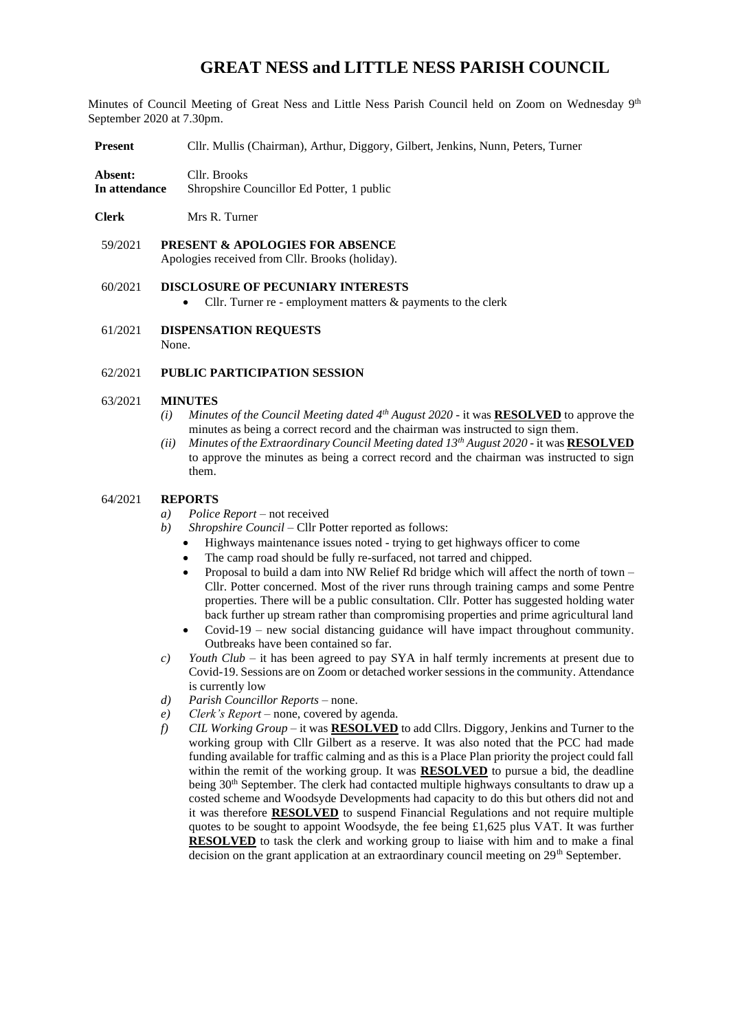# GREAT NESS and LITTLE NESS PARISH COUNCIL

Minutes of Council Meeting of Great Ness and Little Ness Parish Council held on Zoom on Wednesday 9th September 2020 at 7.30pm.

**Present** Cllr. Mullis (Chairman), Arthur, Diggory, Gilbert, Jenkins, Nunn, Peters, Turner

**Absent:** Cllr. Brooks
**In attendance** Shropshire Councillor Ed Potter, 1 public

**Clerk** Mrs R. Turner

59/2021 **PRESENT & APOLOGIES FOR ABSENCE**
Apologies received from Cllr. Brooks (holiday).

60/2021 **DISCLOSURE OF PECUNIARY INTERESTS**

- Cllr. Turner re - employment matters & payments to the clerk

61/2021 **DISPENSATION REQUESTS**
None.

62/2021 **PUBLIC PARTICIPATION SESSION**

63/2021 **MINUTES**

*(i)* *Minutes of the Council Meeting dated 4th August 2020* - it was **RESOLVED** to approve the minutes as being a correct record and the chairman was instructed to sign them.
*(ii)* *Minutes of the Extraordinary Council Meeting dated 13th August 2020* - it was **RESOLVED** to approve the minutes as being a correct record and the chairman was instructed to sign them.

64/2021 **REPORTS**

*a)* *Police Report* – not received
*b)* *Shropshire Council* – Cllr Potter reported as follows:
- Highways maintenance issues noted - trying to get highways officer to come
- The camp road should be fully re-surfaced, not tarred and chipped.
- Proposal to build a dam into NW Relief Rd bridge which will affect the north of town – Cllr. Potter concerned. Most of the river runs through training camps and some Pentre properties. There will be a public consultation. Cllr. Potter has suggested holding water back further up stream rather than compromising properties and prime agricultural land
- Covid-19 – new social distancing guidance will have impact throughout community. Outbreaks have been contained so far.

*c)* *Youth Club* – it has been agreed to pay SYA in half termly increments at present due to Covid-19. Sessions are on Zoom or detached worker sessions in the community. Attendance is currently low
*d)* *Parish Councillor Reports* – none.
*e)* *Clerk's Report* – none, covered by agenda.
*f)* *CIL Working Group* – it was **RESOLVED** to add Cllrs. Diggory, Jenkins and Turner to the working group with Cllr Gilbert as a reserve. It was also noted that the PCC had made funding available for traffic calming and as this is a Place Plan priority the project could fall within the remit of the working group. It was **RESOLVED** to pursue a bid, the deadline being 30th September. The clerk had contacted multiple highways consultants to draw up a costed scheme and Woodsyde Developments had capacity to do this but others did not and it was therefore **RESOLVED** to suspend Financial Regulations and not require multiple quotes to be sought to appoint Woodsyde, the fee being £1,625 plus VAT. It was further **RESOLVED** to task the clerk and working group to liaise with him and to make a final decision on the grant application at an extraordinary council meeting on 29th September.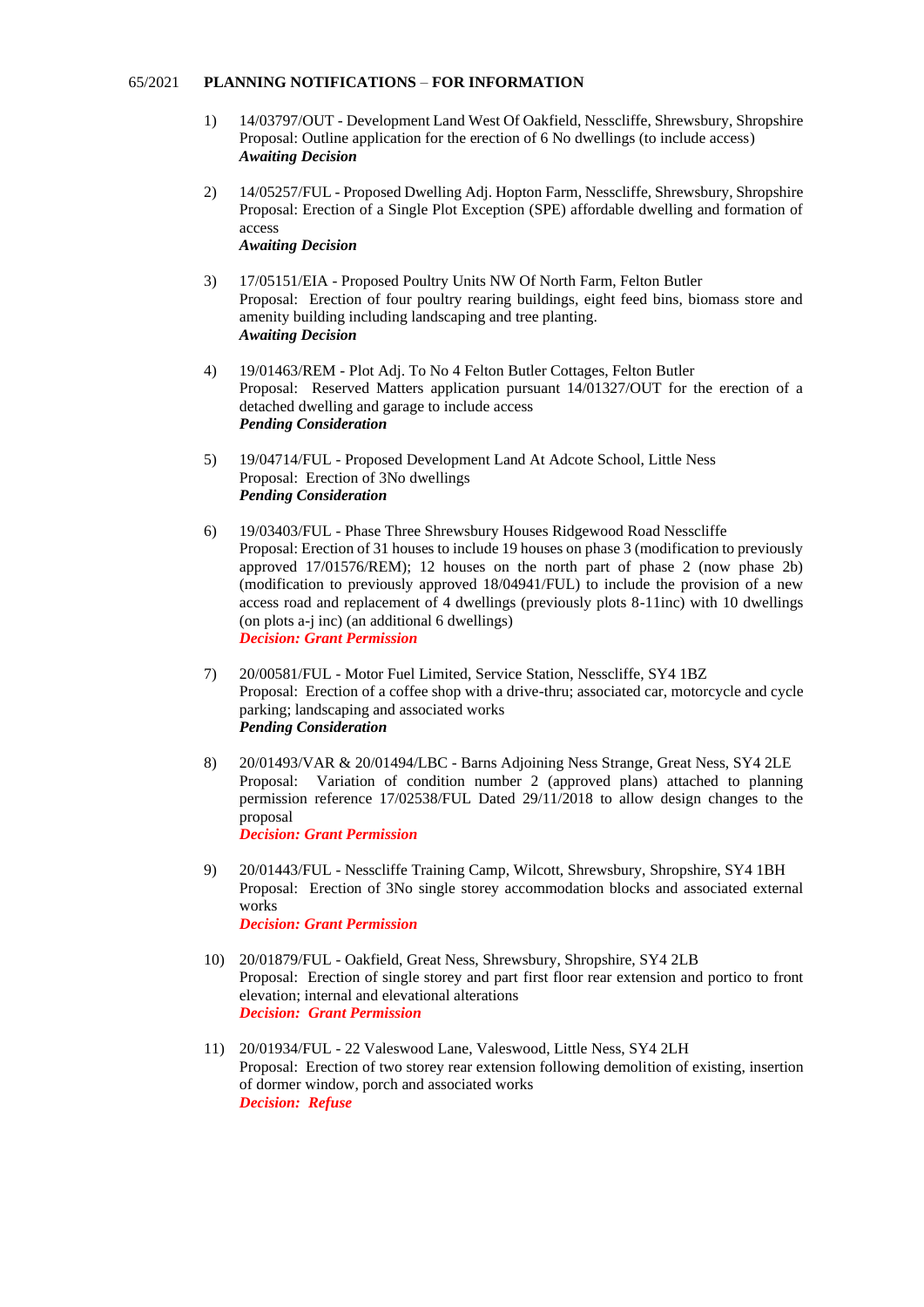65/2021 **PLANNING NOTIFICATIONS** – **FOR INFORMATION**

1) 14/03797/OUT - Development Land West Of Oakfield, Nesscliffe, Shrewsbury, Shropshire
Proposal: Outline application for the erection of 6 No dwellings (to include access)
***Awaiting Decision***

2) 14/05257/FUL - Proposed Dwelling Adj. Hopton Farm, Nesscliffe, Shrewsbury, Shropshire
Proposal: Erection of a Single Plot Exception (SPE) affordable dwelling and formation of access
***Awaiting Decision***

3) 17/05151/EIA - Proposed Poultry Units NW Of North Farm, Felton Butler
Proposal: Erection of four poultry rearing buildings, eight feed bins, biomass store and amenity building including landscaping and tree planting.
***Awaiting Decision***

4) 19/01463/REM - Plot Adj. To No 4 Felton Butler Cottages, Felton Butler
Proposal: Reserved Matters application pursuant 14/01327/OUT for the erection of a detached dwelling and garage to include access
***Pending Consideration***

5) 19/04714/FUL - Proposed Development Land At Adcote School, Little Ness
Proposal: Erection of 3No dwellings
***Pending Consideration***

6) 19/03403/FUL - Phase Three Shrewsbury Houses Ridgewood Road Nesscliffe
Proposal: Erection of 31 houses to include 19 houses on phase 3 (modification to previously approved 17/01576/REM); 12 houses on the north part of phase 2 (now phase 2b) (modification to previously approved 18/04941/FUL) to include the provision of a new access road and replacement of 4 dwellings (previously plots 8-11inc) with 10 dwellings (on plots a-j inc) (an additional 6 dwellings)
***Decision: Grant Permission***

7) 20/00581/FUL - Motor Fuel Limited, Service Station, Nesscliffe, SY4 1BZ
Proposal: Erection of a coffee shop with a drive-thru; associated car, motorcycle and cycle parking; landscaping and associated works
***Pending Consideration***

8) 20/01493/VAR & 20/01494/LBC - Barns Adjoining Ness Strange, Great Ness, SY4 2LE
Proposal: Variation of condition number 2 (approved plans) attached to planning permission reference 17/02538/FUL Dated 29/11/2018 to allow design changes to the proposal
***Decision: Grant Permission***

9) 20/01443/FUL - Nesscliffe Training Camp, Wilcott, Shrewsbury, Shropshire, SY4 1BH
Proposal: Erection of 3No single storey accommodation blocks and associated external works
***Decision: Grant Permission***

10) 20/01879/FUL - Oakfield, Great Ness, Shrewsbury, Shropshire, SY4 2LB
Proposal: Erection of single storey and part first floor rear extension and portico to front elevation; internal and elevational alterations
***Decision: Grant Permission***

11) 20/01934/FUL - 22 Valeswood Lane, Valeswood, Little Ness, SY4 2LH
Proposal: Erection of two storey rear extension following demolition of existing, insertion of dormer window, porch and associated works
***Decision: Refuse***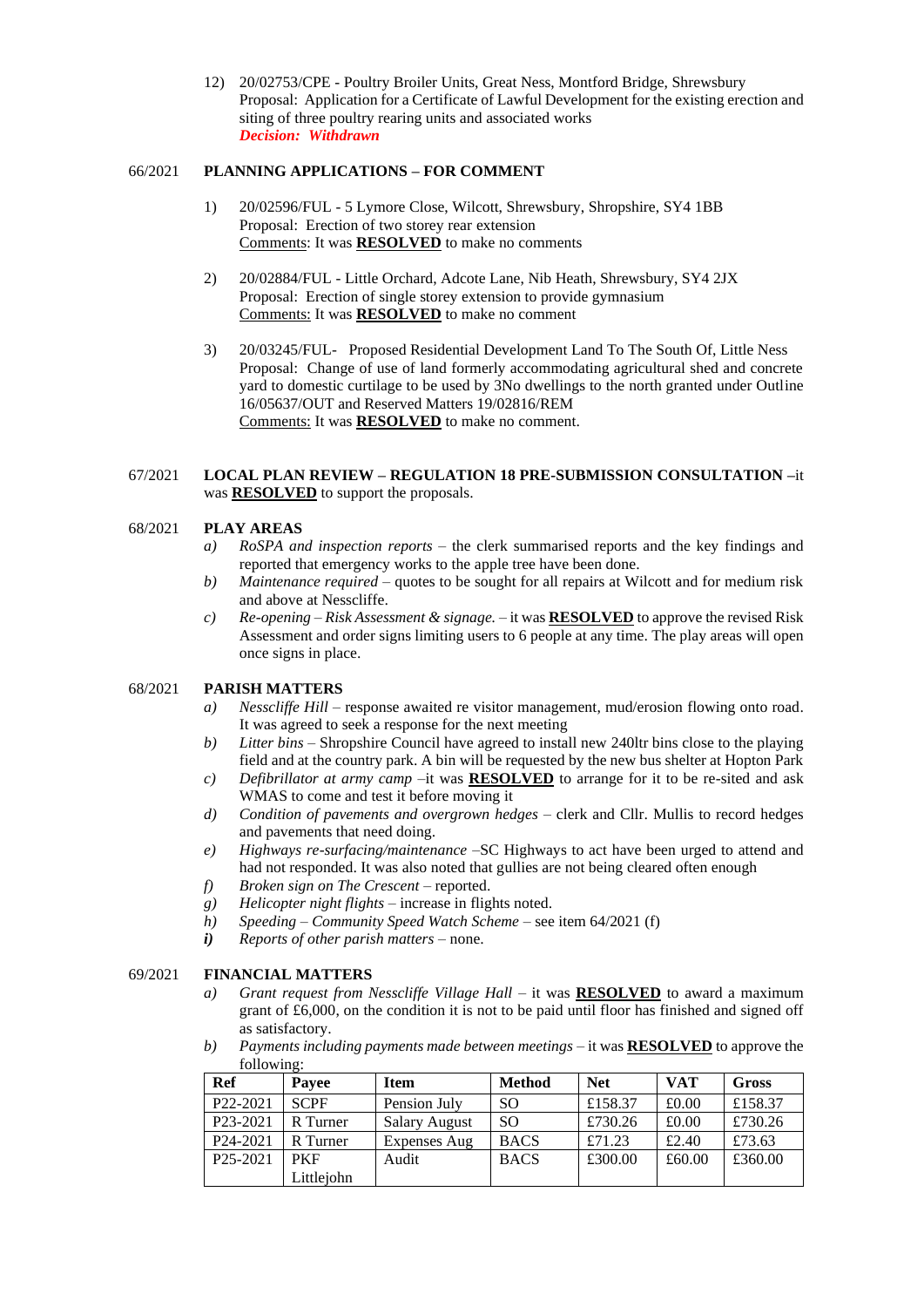12) 20/02753/CPE - Poultry Broiler Units, Great Ness, Montford Bridge, Shrewsbury
Proposal: Application for a Certificate of Lawful Development for the existing erection and siting of three poultry rearing units and associated works
***Decision: Withdrawn***

66/2021 **PLANNING APPLICATIONS – FOR COMMENT**

1) 20/02596/FUL - 5 Lymore Close, Wilcott, Shrewsbury, Shropshire, SY4 1BB
Proposal: Erection of two storey rear extension
Comments: It was **RESOLVED** to make no comments

2) 20/02884/FUL - Little Orchard, Adcote Lane, Nib Heath, Shrewsbury, SY4 2JX
Proposal: Erection of single storey extension to provide gymnasium
Comments: It was **RESOLVED** to make no comment

3) 20/03245/FUL- Proposed Residential Development Land To The South Of, Little Ness
Proposal: Change of use of land formerly accommodating agricultural shed and concrete yard to domestic curtilage to be used by 3No dwellings to the north granted under Outline 16/05637/OUT and Reserved Matters 19/02816/REM
Comments: It was **RESOLVED** to make no comment.

67/2021 **LOCAL PLAN REVIEW – REGULATION 18 PRE-SUBMISSION CONSULTATION –**it was **RESOLVED** to support the proposals.

68/2021 **PLAY AREAS**

a) *RoSPA and inspection reports* – the clerk summarised reports and the key findings and reported that emergency works to the apple tree have been done.
b) *Maintenance required* – quotes to be sought for all repairs at Wilcott and for medium risk and above at Nesscliffe.
c) *Re-opening – Risk Assessment & signage.* – it was **RESOLVED** to approve the revised Risk Assessment and order signs limiting users to 6 people at any time. The play areas will open once signs in place.

68/2021 **PARISH MATTERS**

a) *Nesscliffe Hill* – response awaited re visitor management, mud/erosion flowing onto road. It was agreed to seek a response for the next meeting
b) *Litter bins* – Shropshire Council have agreed to install new 240ltr bins close to the playing field and at the country park. A bin will be requested by the new bus shelter at Hopton Park
c) *Defibrillator at army camp* –it was **RESOLVED** to arrange for it to be re-sited and ask WMAS to come and test it before moving it
d) *Condition of pavements and overgrown hedges* – clerk and Cllr. Mullis to record hedges and pavements that need doing.
e) *Highways re-surfacing/maintenance* –SC Highways to act have been urged to attend and had not responded. It was also noted that gullies are not being cleared often enough
f) *Broken sign on The Crescent* – reported.
g) *Helicopter night flights* – increase in flights noted.
h) *Speeding – Community Speed Watch Scheme* – see item 64/2021 (f)
i) *Reports of other parish matters* – none.

69/2021 **FINANCIAL MATTERS**

a) *Grant request from Nesscliffe Village Hall* – it was **RESOLVED** to award a maximum grant of £6,000, on the condition it is not to be paid until floor has finished and signed off as satisfactory.
b) *Payments including payments made between meetings* – it was **RESOLVED** to approve the following:

| Ref | Payee | Item | Method | Net | VAT | Gross |
|---|---|---|---|---|---|---|
| P22-2021 | SCPF | Pension July | SO | £158.37 | £0.00 | £158.37 |
| P23-2021 | R Turner | Salary August | SO | £730.26 | £0.00 | £730.26 |
| P24-2021 | R Turner | Expenses Aug | BACS | £71.23 | £2.40 | £73.63 |
| P25-2021 | PKF Littlejohn | Audit | BACS | £300.00 | £60.00 | £360.00 |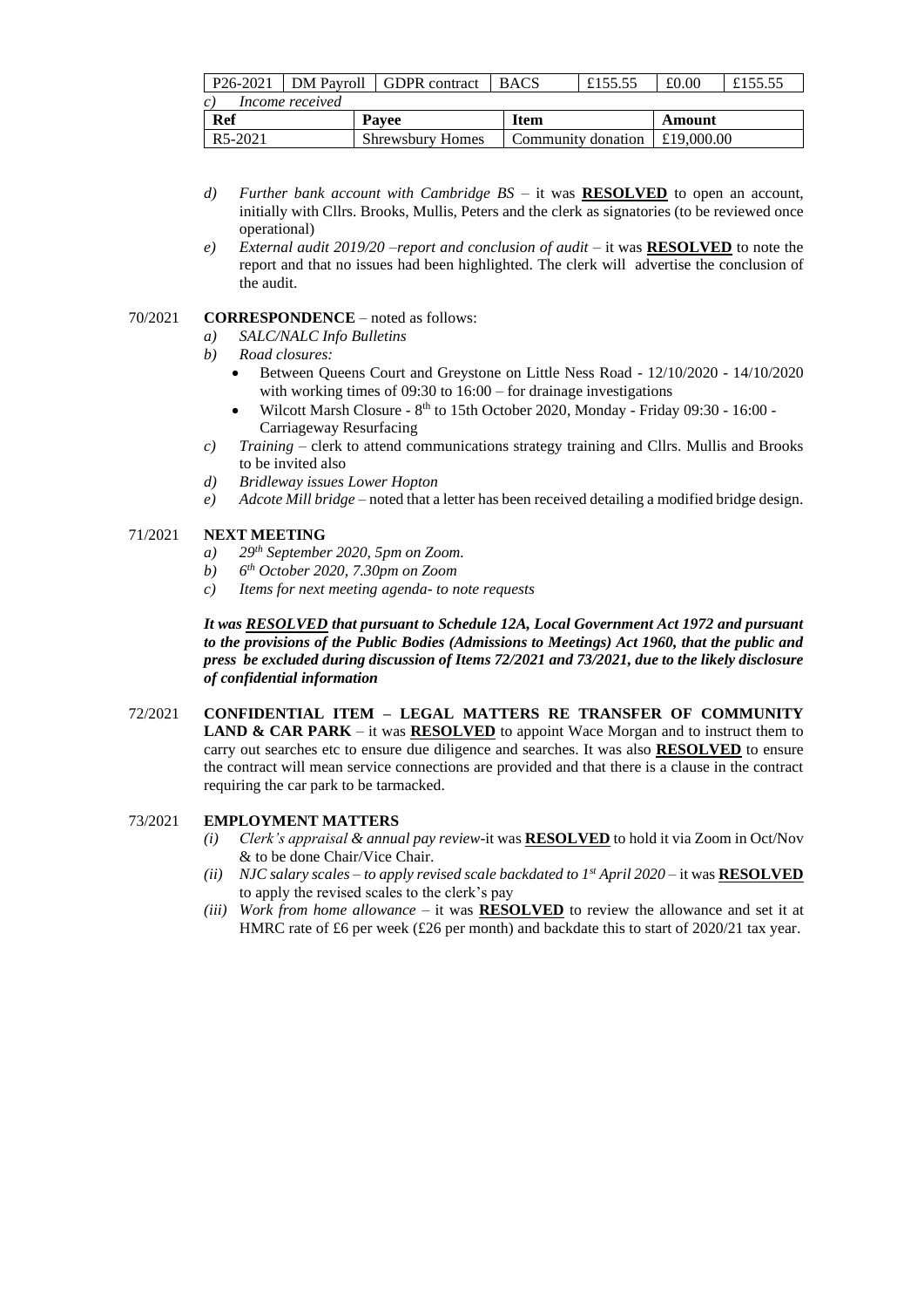| | | | | | | |
|---|---|---|---|---|---|---|
| P26-2021 | DM Payroll | GDPR contract | BACS | £155.55 | £0.00 | £155.55 |

*c) Income received*

| Ref | Payee | Item | Amount |
|---|---|---|---|
| R5-2021 | Shrewsbury Homes | Community donation | £19,000.00 |

- *d) Further bank account with Cambridge BS* – it was **RESOLVED** to open an account, initially with Cllrs. Brooks, Mullis, Peters and the clerk as signatories (to be reviewed once operational)
- *e) External audit 2019/20 –report and conclusion of audit* – it was **RESOLVED** to note the report and that no issues had been highlighted. The clerk will advertise the conclusion of the audit.

70/2021 **CORRESPONDENCE** – noted as follows:

- *a) SALC/NALC Info Bulletins*
- *b) Road closures:*
  - Between Queens Court and Greystone on Little Ness Road - 12/10/2020 - 14/10/2020 with working times of 09:30 to 16:00 – for drainage investigations
  - Wilcott Marsh Closure - 8th to 15th October 2020, Monday - Friday 09:30 - 16:00 - Carriageway Resurfacing
- *c) Training* – clerk to attend communications strategy training and Cllrs. Mullis and Brooks to be invited also
- *d) Bridleway issues Lower Hopton*
- *e) Adcote Mill bridge* – noted that a letter has been received detailing a modified bridge design.

71/2021 **NEXT MEETING**

- *a) 29th September 2020, 5pm on Zoom.*
- *b) 6th October 2020, 7.30pm on Zoom*
- *c) Items for next meeting agenda- to note requests*

***It was RESOLVED that pursuant to Schedule 12A, Local Government Act 1972 and pursuant to the provisions of the Public Bodies (Admissions to Meetings) Act 1960, that the public and press be excluded during discussion of Items 72/2021 and 73/2021, due to the likely disclosure of confidential information***

72/2021 **CONFIDENTIAL ITEM – LEGAL MATTERS RE TRANSFER OF COMMUNITY LAND & CAR PARK** – it was **RESOLVED** to appoint Wace Morgan and to instruct them to carry out searches etc to ensure due diligence and searches. It was also **RESOLVED** to ensure the contract will mean service connections are provided and that there is a clause in the contract requiring the car park to be tarmacked.

73/2021 **EMPLOYMENT MATTERS**

- *(i) Clerk's appraisal & annual pay review*-it was **RESOLVED** to hold it via Zoom in Oct/Nov & to be done Chair/Vice Chair.
- *(ii) NJC salary scales – to apply revised scale backdated to 1st April 2020* – it was **RESOLVED** to apply the revised scales to the clerk's pay
- *(iii) Work from home allowance* – it was **RESOLVED** to review the allowance and set it at HMRC rate of £6 per week (£26 per month) and backdate this to start of 2020/21 tax year.